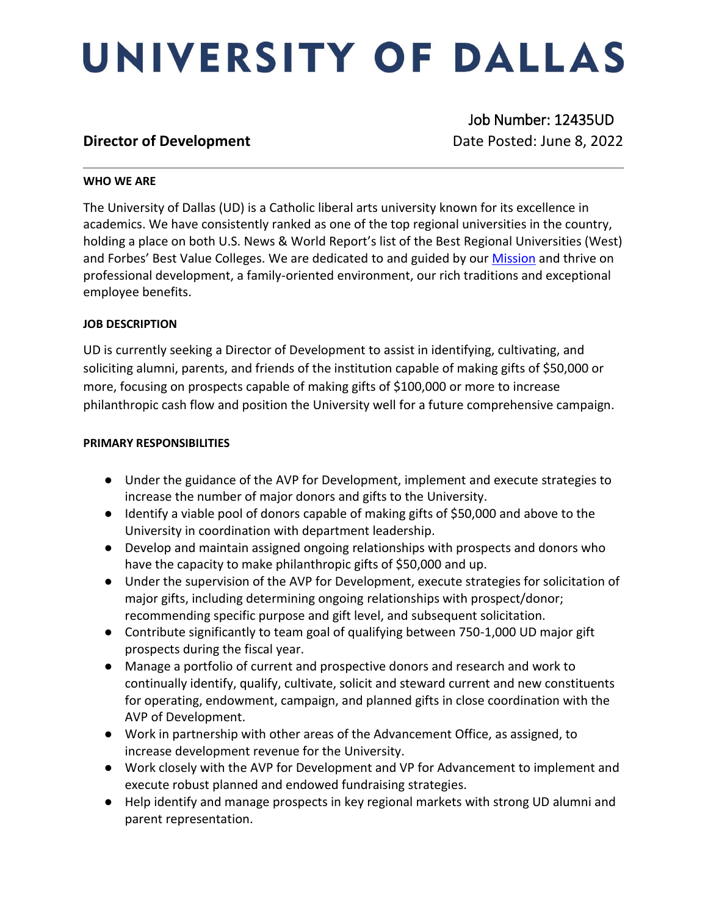# UNIVERSITY OF DALLAS

**Director of Development**

Job Number: 12435UD
Date Posted: June 8, 2022

---

**WHO WE ARE**

The University of Dallas (UD) is a Catholic liberal arts university known for its excellence in academics. We have consistently ranked as one of the top regional universities in the country, holding a place on both U.S. News & World Report's list of the Best Regional Universities (West) and Forbes' Best Value Colleges. We are dedicated to and guided by our Mission and thrive on professional development, a family-oriented environment, our rich traditions and exceptional employee benefits.

**JOB DESCRIPTION**

UD is currently seeking a Director of Development to assist in identifying, cultivating, and soliciting alumni, parents, and friends of the institution capable of making gifts of $50,000 or more, focusing on prospects capable of making gifts of $100,000 or more to increase philanthropic cash flow and position the University well for a future comprehensive campaign.

**PRIMARY RESPONSIBILITIES**

- Under the guidance of the AVP for Development, implement and execute strategies to increase the number of major donors and gifts to the University.
- Identify a viable pool of donors capable of making gifts of $50,000 and above to the University in coordination with department leadership.
- Develop and maintain assigned ongoing relationships with prospects and donors who have the capacity to make philanthropic gifts of $50,000 and up.
- Under the supervision of the AVP for Development, execute strategies for solicitation of major gifts, including determining ongoing relationships with prospect/donor; recommending specific purpose and gift level, and subsequent solicitation.
- Contribute significantly to team goal of qualifying between 750-1,000 UD major gift prospects during the fiscal year.
- Manage a portfolio of current and prospective donors and research and work to continually identify, qualify, cultivate, solicit and steward current and new constituents for operating, endowment, campaign, and planned gifts in close coordination with the AVP of Development.
- Work in partnership with other areas of the Advancement Office, as assigned, to increase development revenue for the University.
- Work closely with the AVP for Development and VP for Advancement to implement and execute robust planned and endowed fundraising strategies.
- Help identify and manage prospects in key regional markets with strong UD alumni and parent representation.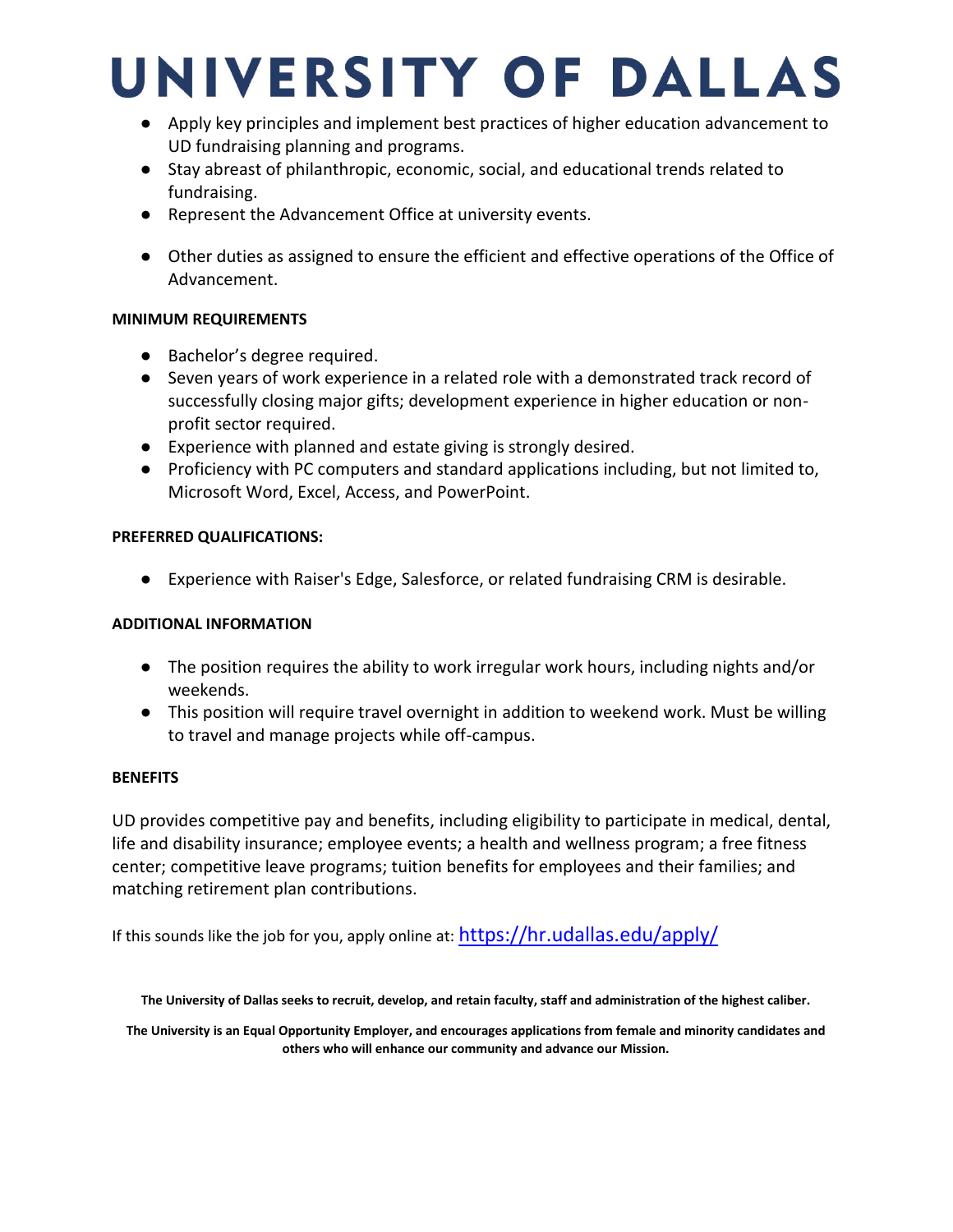- Apply key principles and implement best practices of higher education advancement to UD fundraising planning and programs.
- Stay abreast of philanthropic, economic, social, and educational trends related to fundraising.
- Represent the Advancement Office at university events.
- Other duties as assigned to ensure the efficient and effective operations of the Office of Advancement.

**MINIMUM REQUIREMENTS**

- Bachelor's degree required.
- Seven years of work experience in a related role with a demonstrated track record of successfully closing major gifts; development experience in higher education or non-profit sector required.
- Experience with planned and estate giving is strongly desired.
- Proficiency with PC computers and standard applications including, but not limited to, Microsoft Word, Excel, Access, and PowerPoint.

**PREFERRED QUALIFICATIONS:**

- Experience with Raiser's Edge, Salesforce, or related fundraising CRM is desirable.

**ADDITIONAL INFORMATION**

- The position requires the ability to work irregular work hours, including nights and/or weekends.
- This position will require travel overnight in addition to weekend work. Must be willing to travel and manage projects while off-campus.

**BENEFITS**

UD provides competitive pay and benefits, including eligibility to participate in medical, dental, life and disability insurance; employee events; a health and wellness program; a free fitness center; competitive leave programs; tuition benefits for employees and their families; and matching retirement plan contributions.

If this sounds like the job for you, apply online at: https://hr.udallas.edu/apply/

**The University of Dallas seeks to recruit, develop, and retain faculty, staff and administration of the highest caliber.**

**The University is an Equal Opportunity Employer, and encourages applications from female and minority candidates and others who will enhance our community and advance our Mission.**